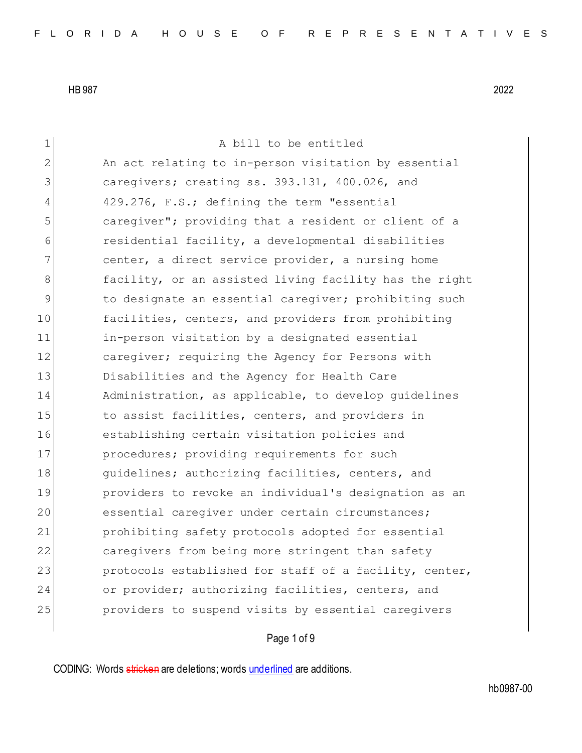HB 987 2022

A bill to be entitled

An act relating to in-person visitation by essential caregivers; creating ss. 393.131, 400.026, and 429.276, F.S.; defining the term "essential caregiver"; providing that a resident or client of a residential facility, a developmental disabilities center, a direct service provider, a nursing home facility, or an assisted living facility has the right to designate an essential caregiver; prohibiting such facilities, centers, and providers from prohibiting in-person visitation by a designated essential caregiver; requiring the Agency for Persons with Disabilities and the Agency for Health Care Administration, as applicable, to develop guidelines to assist facilities, centers, and providers in establishing certain visitation policies and procedures; providing requirements for such guidelines; authorizing facilities, centers, and providers to revoke an individual's designation as an essential caregiver under certain circumstances; prohibiting safety protocols adopted for essential caregivers from being more stringent than safety protocols established for staff of a facility, center, or provider; authorizing facilities, centers, and providers to suspend visits by essential caregivers

CODING: Words stricken are deletions; words underlined are additions.

hb0987-00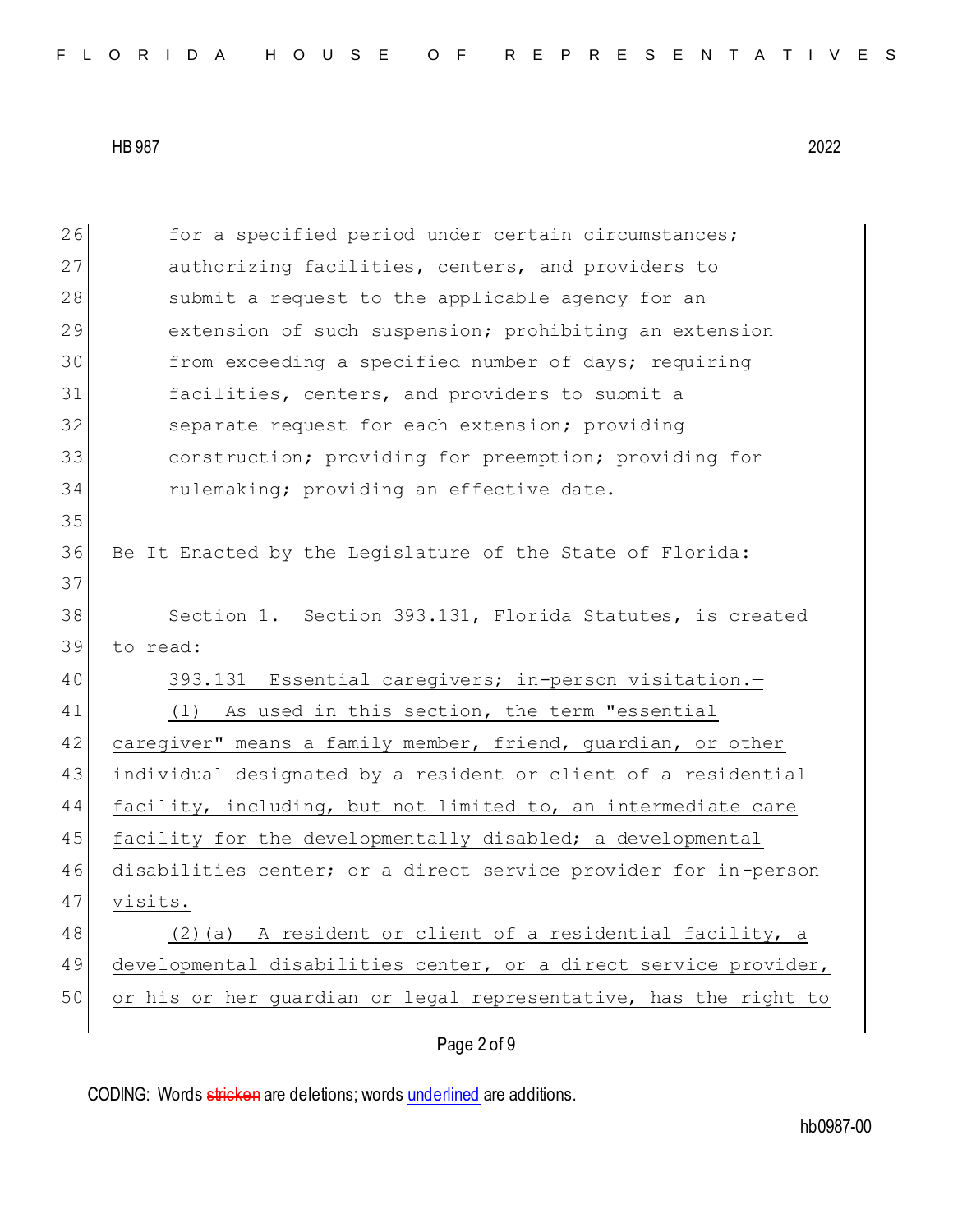for a specified period under certain circumstances; authorizing facilities, centers, and providers to submit a request to the applicable agency for an extension of such suspension; prohibiting an extension from exceeding a specified number of days; requiring facilities, centers, and providers to submit a separate request for each extension; providing construction; providing for preemption; providing for rulemaking; providing an effective date.

Be It Enacted by the Legislature of the State of Florida:

Section 1. Section 393.131, Florida Statutes, is created to read:

393.131 Essential caregivers; in-person visitation.—

(1) As used in this section, the term "essential caregiver" means a family member, friend, guardian, or other individual designated by a resident or client of a residential facility, including, but not limited to, an intermediate care facility for the developmentally disabled; a developmental disabilities center; or a direct service provider for in-person visits.

(2)(a) A resident or client of a residential facility, a developmental disabilities center, or a direct service provider, or his or her guardian or legal representative, has the right to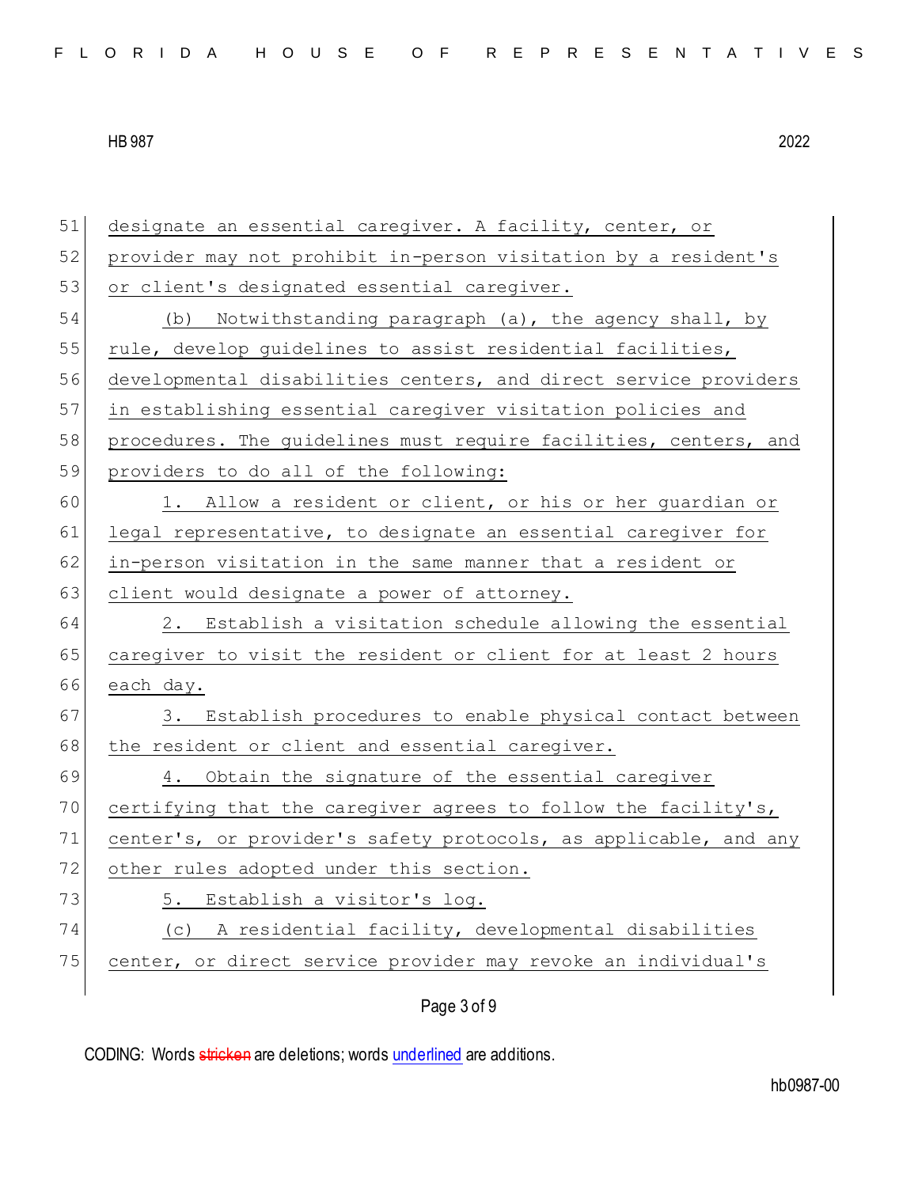designate an essential caregiver. A facility, center, or provider may not prohibit in-person visitation by a resident's or client's designated essential caregiver.

(b) Notwithstanding paragraph (a), the agency shall, by rule, develop guidelines to assist residential facilities, developmental disabilities centers, and direct service providers in establishing essential caregiver visitation policies and procedures. The guidelines must require facilities, centers, and providers to do all of the following:

1. Allow a resident or client, or his or her guardian or legal representative, to designate an essential caregiver for in-person visitation in the same manner that a resident or client would designate a power of attorney.

2. Establish a visitation schedule allowing the essential caregiver to visit the resident or client for at least 2 hours each day.

3. Establish procedures to enable physical contact between the resident or client and essential caregiver.

4. Obtain the signature of the essential caregiver certifying that the caregiver agrees to follow the facility's, center's, or provider's safety protocols, as applicable, and any other rules adopted under this section.

5. Establish a visitor's log.

(c) A residential facility, developmental disabilities center, or direct service provider may revoke an individual's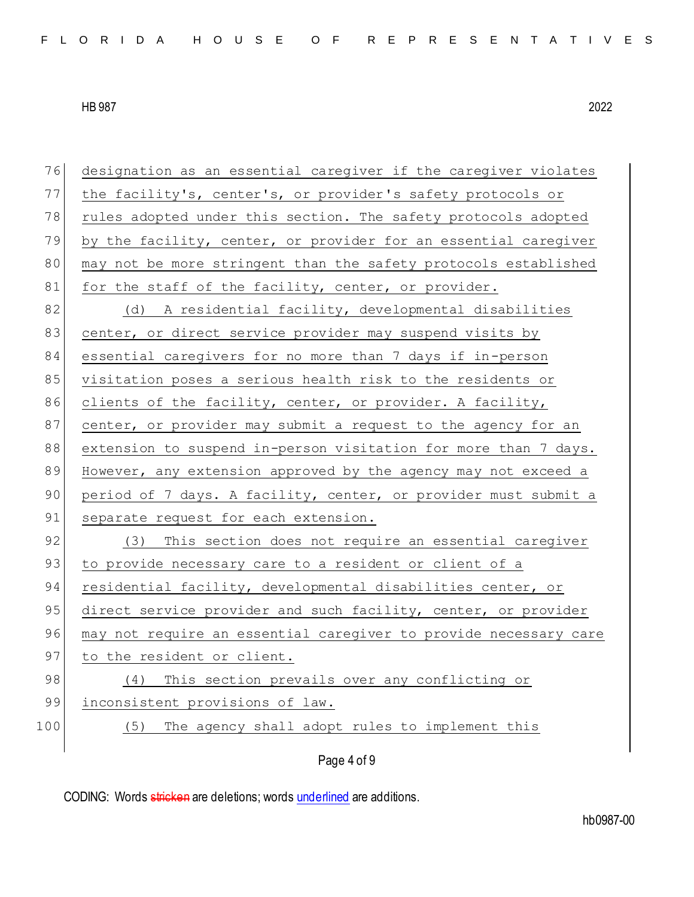designation as an essential caregiver if the caregiver violates the facility's, center's, or provider's safety protocols or rules adopted under this section. The safety protocols adopted by the facility, center, or provider for an essential caregiver may not be more stringent than the safety protocols established for the staff of the facility, center, or provider.

(d) A residential facility, developmental disabilities center, or direct service provider may suspend visits by essential caregivers for no more than 7 days if in-person visitation poses a serious health risk to the residents or clients of the facility, center, or provider. A facility, center, or provider may submit a request to the agency for an extension to suspend in-person visitation for more than 7 days. However, any extension approved by the agency may not exceed a period of 7 days. A facility, center, or provider must submit a separate request for each extension.

(3) This section does not require an essential caregiver to provide necessary care to a resident or client of a residential facility, developmental disabilities center, or direct service provider and such facility, center, or provider may not require an essential caregiver to provide necessary care to the resident or client.

(4) This section prevails over any conflicting or inconsistent provisions of law.

(5) The agency shall adopt rules to implement this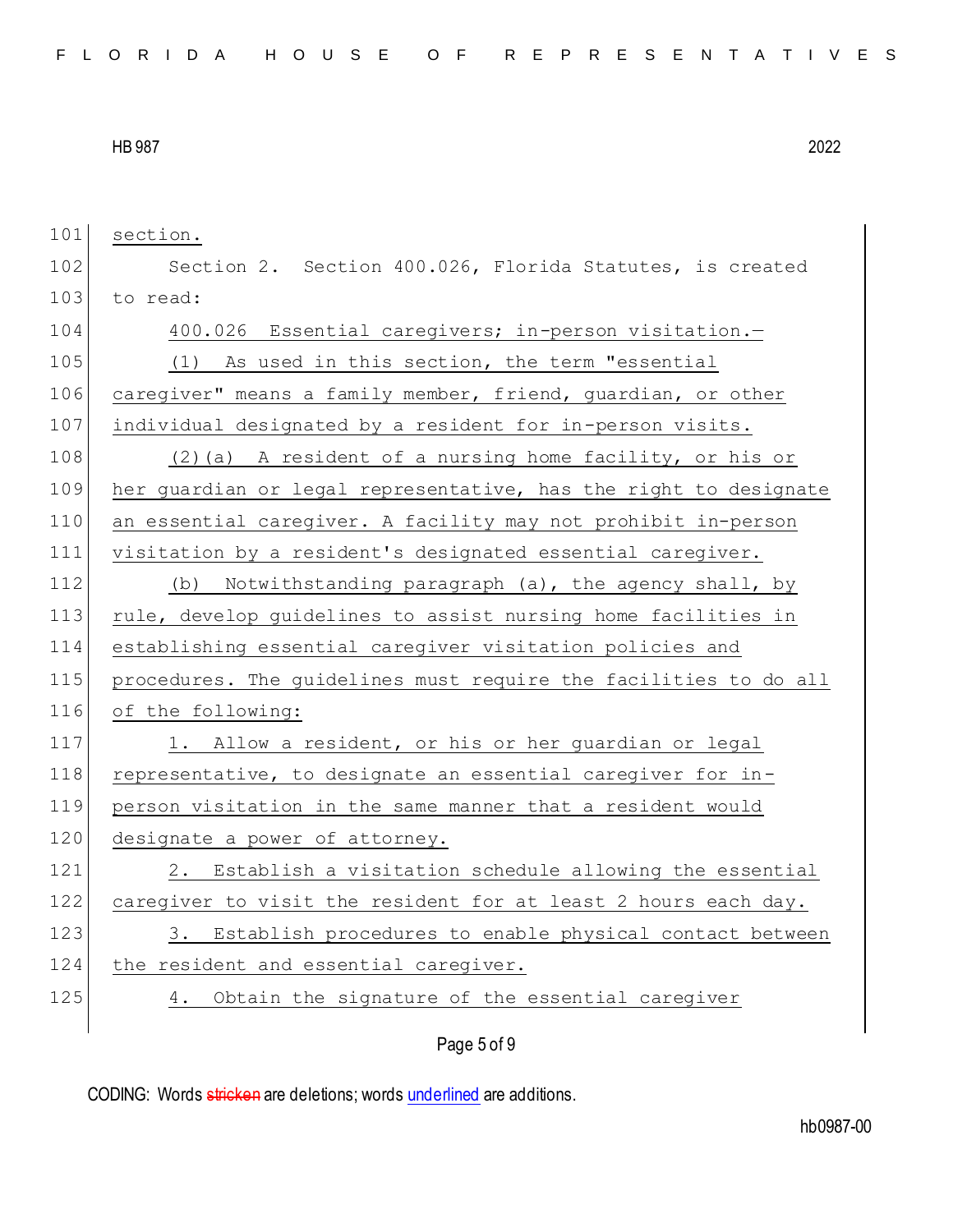section.

Section 2. Section 400.026, Florida Statutes, is created to read:

400.026 Essential caregivers; in-person visitation.—

(1) As used in this section, the term "essential caregiver" means a family member, friend, guardian, or other individual designated by a resident for in-person visits.

(2)(a) A resident of a nursing home facility, or his or her guardian or legal representative, has the right to designate an essential caregiver. A facility may not prohibit in-person visitation by a resident's designated essential caregiver.

(b) Notwithstanding paragraph (a), the agency shall, by rule, develop guidelines to assist nursing home facilities in establishing essential caregiver visitation policies and procedures. The guidelines must require the facilities to do all of the following:

1. Allow a resident, or his or her guardian or legal representative, to designate an essential caregiver for in-person visitation in the same manner that a resident would designate a power of attorney.

2. Establish a visitation schedule allowing the essential caregiver to visit the resident for at least 2 hours each day.

3. Establish procedures to enable physical contact between the resident and essential caregiver.

4. Obtain the signature of the essential caregiver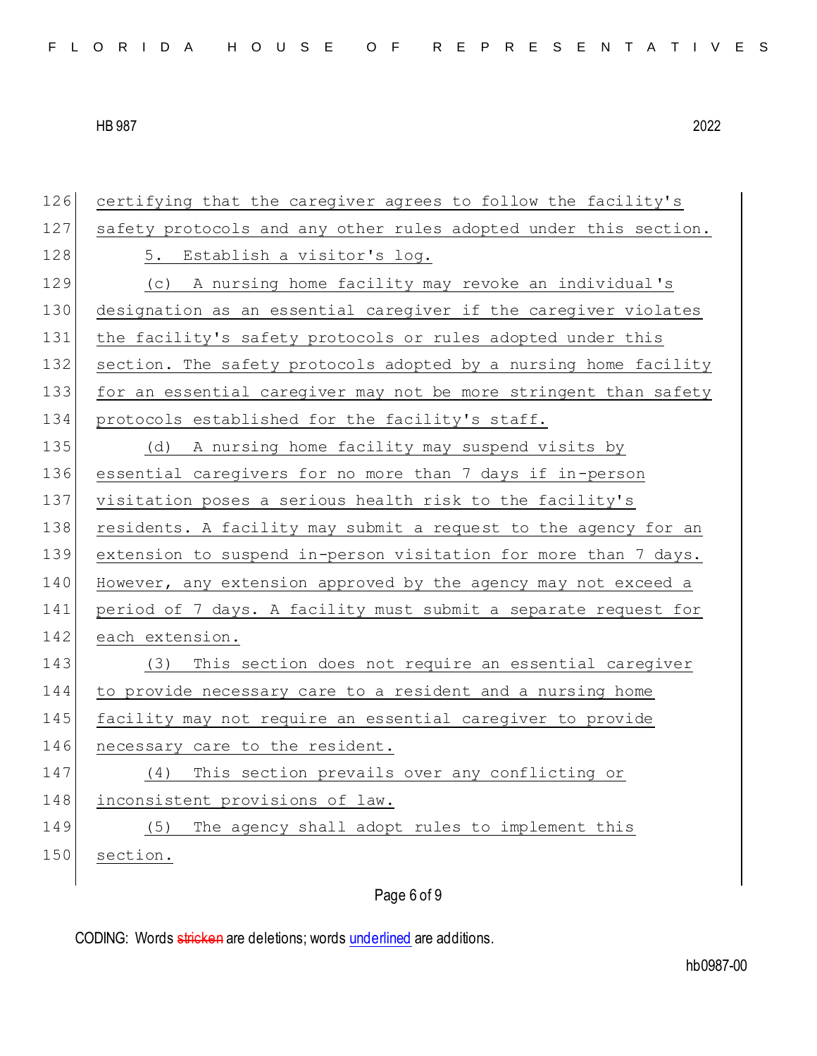certifying that the caregiver agrees to follow the facility's safety protocols and any other rules adopted under this section.

5. Establish a visitor's log.

(c) A nursing home facility may revoke an individual's designation as an essential caregiver if the caregiver violates the facility's safety protocols or rules adopted under this section. The safety protocols adopted by a nursing home facility for an essential caregiver may not be more stringent than safety protocols established for the facility's staff.

(d) A nursing home facility may suspend visits by essential caregivers for no more than 7 days if in-person visitation poses a serious health risk to the facility's residents. A facility may submit a request to the agency for an extension to suspend in-person visitation for more than 7 days. However, any extension approved by the agency may not exceed a period of 7 days. A facility must submit a separate request for each extension.

(3) This section does not require an essential caregiver to provide necessary care to a resident and a nursing home facility may not require an essential caregiver to provide necessary care to the resident.

(4) This section prevails over any conflicting or inconsistent provisions of law.

(5) The agency shall adopt rules to implement this section.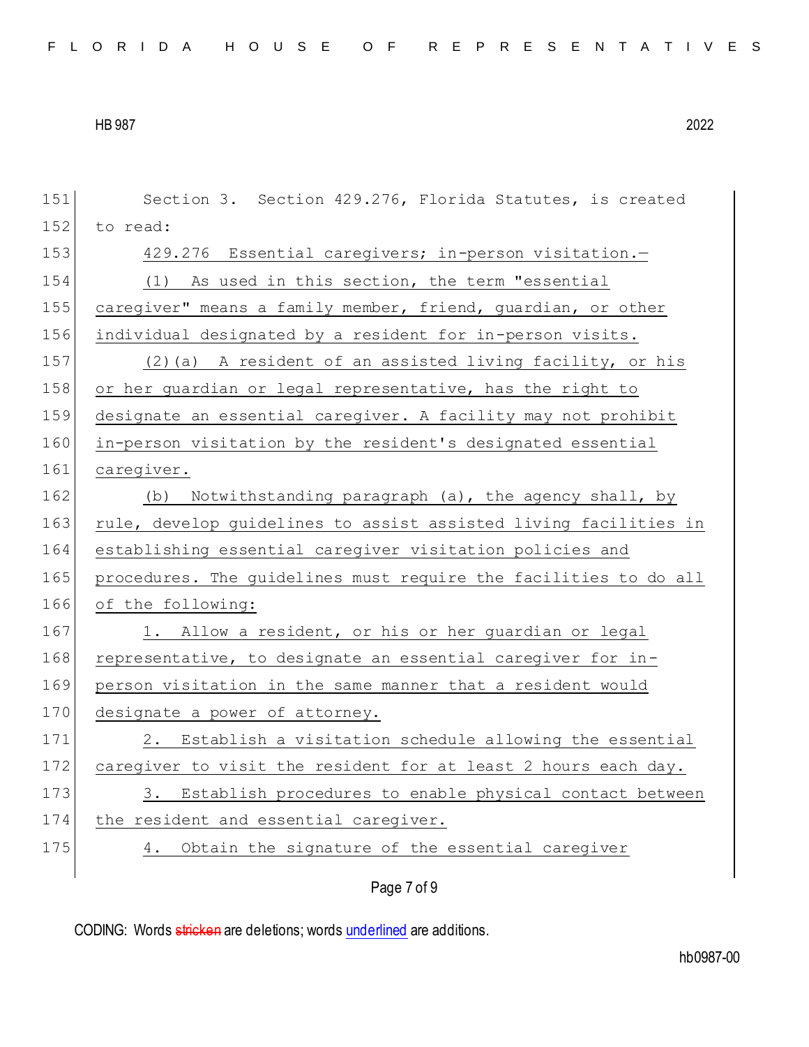Section 3. Section 429.276, Florida Statutes, is created to read:

429.276 Essential caregivers; in-person visitation.—

(1) As used in this section, the term "essential caregiver" means a family member, friend, guardian, or other individual designated by a resident for in-person visits.

(2)(a) A resident of an assisted living facility, or his or her guardian or legal representative, has the right to designate an essential caregiver. A facility may not prohibit in-person visitation by the resident's designated essential caregiver.

(b) Notwithstanding paragraph (a), the agency shall, by rule, develop guidelines to assist assisted living facilities in establishing essential caregiver visitation policies and procedures. The guidelines must require the facilities to do all of the following:

1. Allow a resident, or his or her guardian or legal representative, to designate an essential caregiver for in-person visitation in the same manner that a resident would designate a power of attorney.

2. Establish a visitation schedule allowing the essential caregiver to visit the resident for at least 2 hours each day.

3. Establish procedures to enable physical contact between the resident and essential caregiver.

4. Obtain the signature of the essential caregiver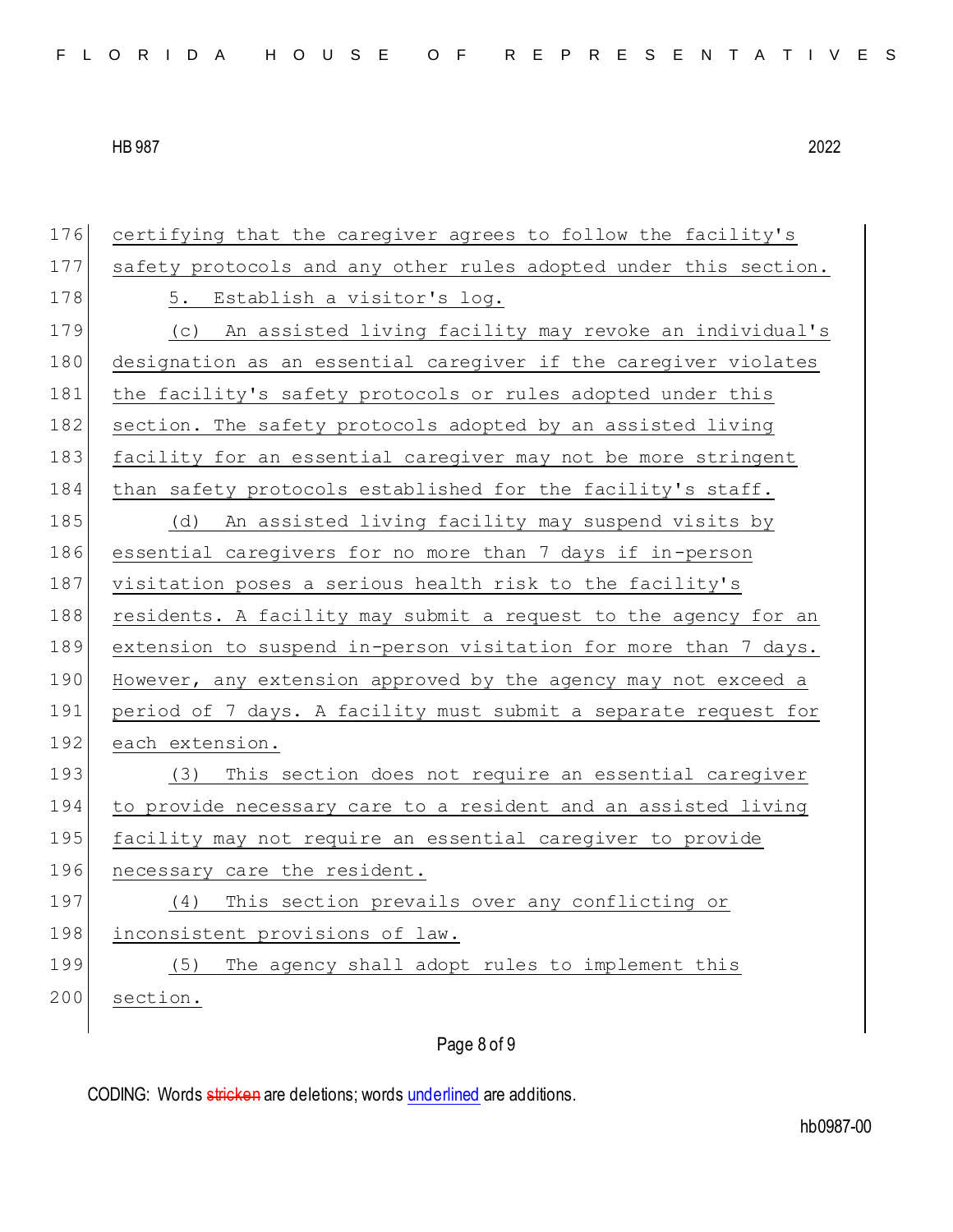certifying that the caregiver agrees to follow the facility's safety protocols and any other rules adopted under this section.

5. Establish a visitor's log.

(c) An assisted living facility may revoke an individual's designation as an essential caregiver if the caregiver violates the facility's safety protocols or rules adopted under this section. The safety protocols adopted by an assisted living facility for an essential caregiver may not be more stringent than safety protocols established for the facility's staff.

(d) An assisted living facility may suspend visits by essential caregivers for no more than 7 days if in-person visitation poses a serious health risk to the facility's residents. A facility may submit a request to the agency for an extension to suspend in-person visitation for more than 7 days. However, any extension approved by the agency may not exceed a period of 7 days. A facility must submit a separate request for each extension.

(3) This section does not require an essential caregiver to provide necessary care to a resident and an assisted living facility may not require an essential caregiver to provide necessary care the resident.

(4) This section prevails over any conflicting or inconsistent provisions of law.

(5) The agency shall adopt rules to implement this section.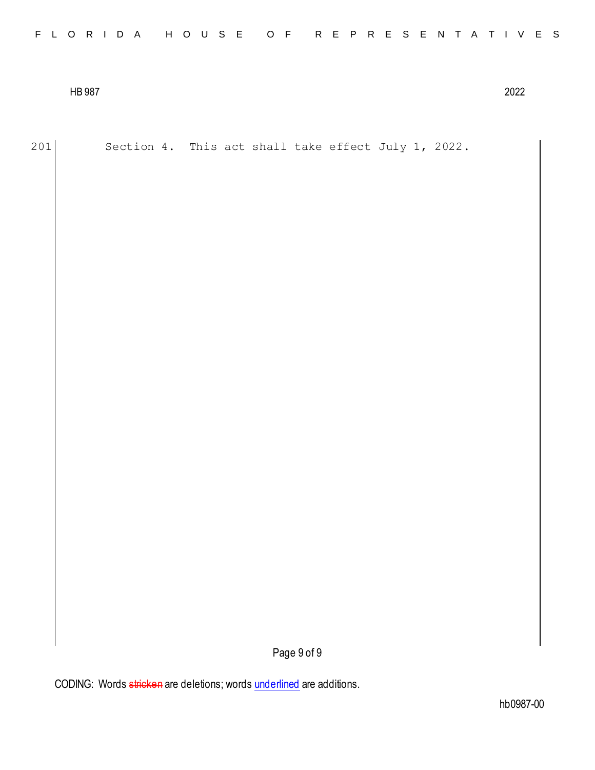201 Section 4. This act shall take effect July 1, 2022.